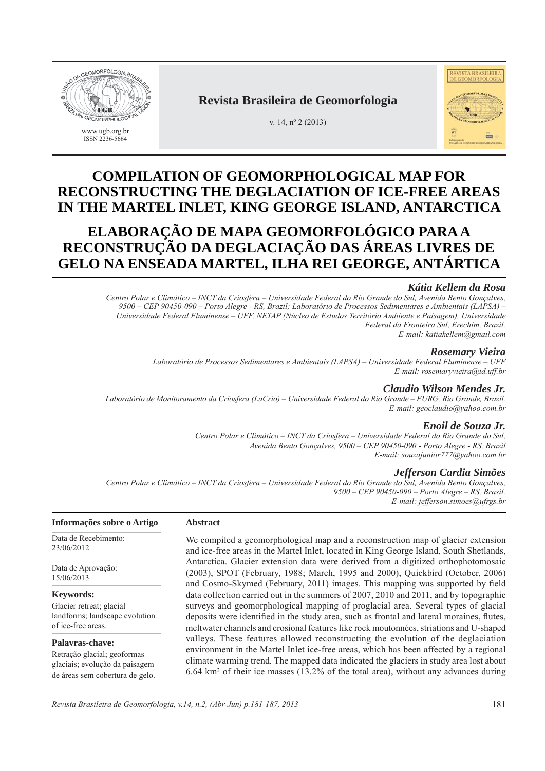# COMPILATION OF GEOMORPHOLOGICAL MAP FOR RECONSTRUCTING THE DEGLACIATION OF ICE-FREE AREAS IN THE MARTEL INLET, KING GEORGE ISLAND, ANTARCTICA

# ELABORAÇÃO DE MAPA GEOMORFOLÓGICO PARA A RECONSTRUÇÃO DA DEGLACIAÇÃO DAS ÁREAS LIVRES DE GELO NA ENSEADA MARTEL, ILHA REI GEORGE, ANTÁRTICA

***Kátia Kellem da Rosa***

*Centro Polar e Climático – INCT da Criosfera – Universidade Federal do Rio Grande do Sul, Avenida Bento Gonçalves, 9500 – CEP 90450-090 – Porto Alegre - RS, Brazil; Laboratório de Processos Sedimentares e Ambientais (LAPSA) – Universidade Federal Fluminense – UFF, NETAP (Núcleo de Estudos Território Ambiente e Paisagem), Universidade Federal da Fronteira Sul, Erechim, Brazil.*
*E-mail: katiakellem@gmail.com*

***Rosemary Vieira***

*Laboratório de Processos Sedimentares e Ambientais (LAPSA) – Universidade Federal Fluminense – UFF*
*E-mail: rosemaryvieira@id.uff.br*

***Claudio Wilson Mendes Jr.***

*Laboratório de Monitoramento da Criosfera (LaCrio) – Universidade Federal do Rio Grande – FURG, Rio Grande, Brazil.*
*E-mail: geoclaudio@yahoo.com.br*

***Enoil de Souza Jr.***

*Centro Polar e Climático – INCT da Criosfera – Universidade Federal do Rio Grande do Sul, Avenida Bento Gonçalves, 9500 – CEP 90450-090 - Porto Alegre - RS, Brazil*
*E-mail: souzajunior777@yahoo.com.br*

***Jefferson Cardia Simões***

*Centro Polar e Climático – INCT da Criosfera – Universidade Federal do Rio Grande do Sul, Avenida Bento Gonçalves, 9500 – CEP 90450-090 - Porto Alegre – RS, Brasil.*
*E-mail: jefferson.simoes@ufrgs.br*

**Informações sobre o Artigo**

Data de Recebimento: 23/06/2012

Data de Aprovação: 15/06/2013

**Keywords:**
Glacier retreat; glacial landforms; landscape evolution of ice-free areas.

**Palavras-chave:**
Retração glacial; geoformas glaciais; evolução da paisagem de áreas sem cobertura de gelo.

**Abstract**

We compiled a geomorphological map and a reconstruction map of glacier extension and ice-free areas in the Martel Inlet, located in King George Island, South Shetlands, Antarctica. Glacier extension data were derived from a digitized orthophotomosaic (2003), SPOT (February, 1988; March, 1995 and 2000), Quickbird (October, 2006) and Cosmo-Skymed (February, 2011) images. This mapping was supported by field data collection carried out in the summers of 2007, 2010 and 2011, and by topographic surveys and geomorphological mapping of proglacial area. Several types of glacial deposits were identified in the study area, such as frontal and lateral moraines, flutes, meltwater channels and erosional features like rock moutonnées, striations and U-shaped valleys. These features allowed reconstructing the evolution of the deglaciation environment in the Martel Inlet ice-free areas, which has been affected by a regional climate warming trend. The mapped data indicated the glaciers in study area lost about 6.64 km² of their ice masses (13.2% of the total area), without any advances during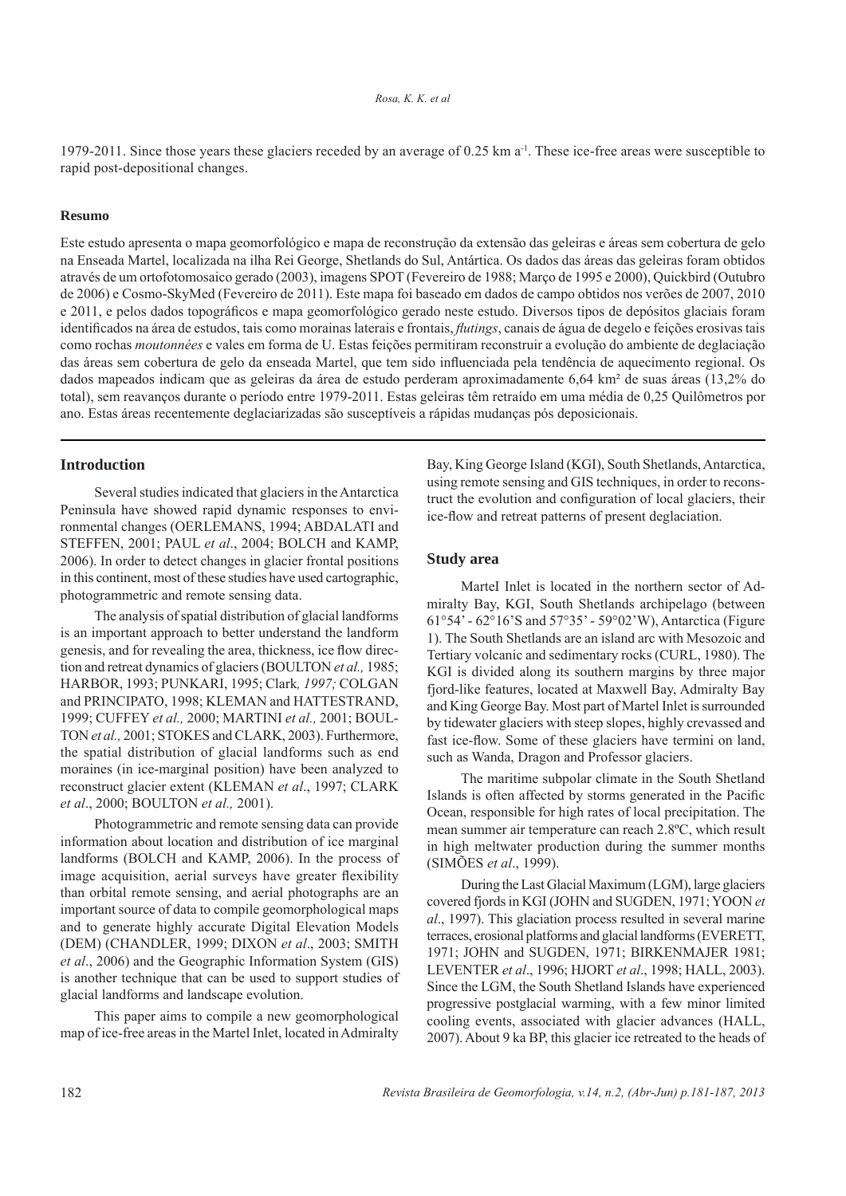1979-2011. Since those years these glaciers receded by an average of 0.25 km $a^{-1}$. These ice-free areas were susceptible to rapid post-depositional changes.

**Resumo**

Este estudo apresenta o mapa geomorfológico e mapa de reconstrução da extensão das geleiras e áreas sem cobertura de gelo na Enseada Martel, localizada na ilha Rei George, Shetlands do Sul, Antártica. Os dados das áreas das geleiras foram obtidos através de um ortofotomosaico gerado (2003), imagens SPOT (Fevereiro de 1988; Março de 1995 e 2000), Quickbird (Outubro de 2006) e Cosmo-SkyMed (Fevereiro de 2011). Este mapa foi baseado em dados de campo obtidos nos verões de 2007, 2010 e 2011, e pelos dados topográficos e mapa geomorfológico gerado neste estudo. Diversos tipos de depósitos glaciais foram identificados na área de estudos, tais como morainas laterais e frontais, *flutings*, canais de água de degelo e feições erosivas tais como rochas *moutonnées* e vales em forma de U. Estas feições permitiram reconstruir a evolução do ambiente de deglaciação das áreas sem cobertura de gelo da enseada Martel, que tem sido influenciada pela tendência de aquecimento regional. Os dados mapeados indicam que as geleiras da área de estudo perderam aproximadamente 6,64 km² de suas áreas (13,2% do total), sem reavanços durante o período entre 1979-2011. Estas geleiras têm retraído em uma média de 0,25 Quilômetros por ano. Estas áreas recentemente deglaciarizadas são susceptíveis a rápidas mudanças pós deposicionais.

## Introduction

Several studies indicated that glaciers in the Antarctica Peninsula have showed rapid dynamic responses to environmental changes (OERLEMANS, 1994; ABDALATI and STEFFEN, 2001; PAUL *et al*., 2004; BOLCH and KAMP, 2006). In order to detect changes in glacier frontal positions in this continent, most of these studies have used cartographic, photogrammetric and remote sensing data.

The analysis of spatial distribution of glacial landforms is an important approach to better understand the landform genesis, and for revealing the area, thickness, ice flow direction and retreat dynamics of glaciers (BOULTON *et al.,* 1985; HARBOR, 1993; PUNKARI, 1995; Clark*, 1997;* COLGAN and PRINCIPATO, 1998; KLEMAN and HATTESTRAND, 1999; CUFFEY *et al.,* 2000; MARTINI *et al.,* 2001; BOULTON *et al.,* 2001; STOKES and CLARK, 2003). Furthermore, the spatial distribution of glacial landforms such as end moraines (in ice-marginal position) have been analyzed to reconstruct glacier extent (KLEMAN *et al*., 1997; CLARK *et al*., 2000; BOULTON *et al.,* 2001).

Photogrammetric and remote sensing data can provide information about location and distribution of ice marginal landforms (BOLCH and KAMP, 2006). In the process of image acquisition, aerial surveys have greater flexibility than orbital remote sensing, and aerial photographs are an important source of data to compile geomorphological maps and to generate highly accurate Digital Elevation Models (DEM) (CHANDLER, 1999; DIXON *et al*., 2003; SMITH *et al*., 2006) and the Geographic Information System (GIS) is another technique that can be used to support studies of glacial landforms and landscape evolution.

This paper aims to compile a new geomorphological map of ice-free areas in the Martel Inlet, located in Admiralty Bay, King George Island (KGI), South Shetlands, Antarctica, using remote sensing and GIS techniques, in order to reconstruct the evolution and configuration of local glaciers, their ice-flow and retreat patterns of present deglaciation.

## Study area

MarteI Inlet is located in the northern sector of Admiralty Bay, KGI, South Shetlands archipelago (between 61°54' - 62°16'S and 57°35' - 59°02'W), Antarctica (Figure 1). The South Shetlands are an island arc with Mesozoic and Tertiary volcanic and sedimentary rocks (CURL, 1980). The KGI is divided along its southern margins by three major fjord-like features, located at Maxwell Bay, Admiralty Bay and King George Bay. Most part of Martel Inlet is surrounded by tidewater glaciers with steep slopes, highly crevassed and fast ice-flow. Some of these glaciers have termini on land, such as Wanda, Dragon and Professor glaciers.

The maritime subpolar climate in the South Shetland Islands is often affected by storms generated in the Pacific Ocean, responsible for high rates of local precipitation. The mean summer air temperature can reach 2.8ºC, which result in high meltwater production during the summer months (SIMÕES *et al*., 1999).

During the Last Glacial Maximum (LGM), large glaciers covered fjords in KGI (JOHN and SUGDEN, 1971; YOON *et al*., 1997). This glaciation process resulted in several marine terraces, erosional platforms and glacial landforms (EVERETT, 1971; JOHN and SUGDEN, 1971; BIRKENMAJER 1981; LEVENTER *et al*., 1996; HJORT *et al*., 1998; HALL, 2003). Since the LGM, the South Shetland Islands have experienced progressive postglacial warming, with a few minor limited cooling events, associated with glacier advances (HALL, 2007). About 9 ka BP, this glacier ice retreated to the heads of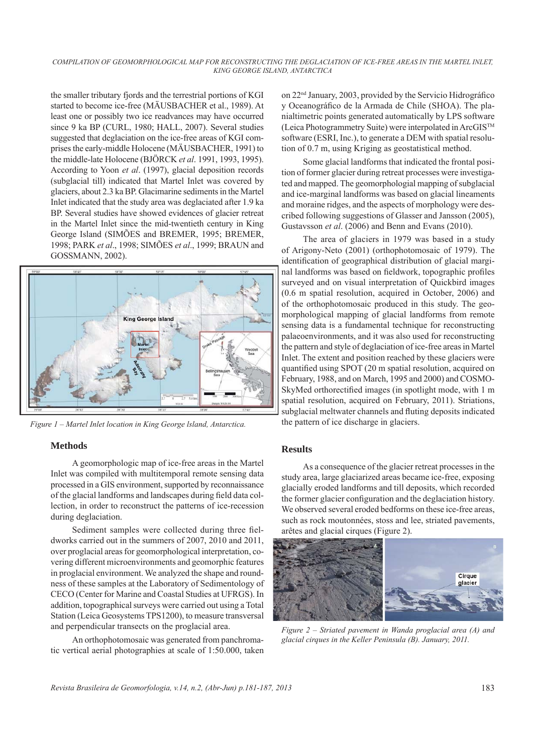the smaller tributary fjords and the terrestrial portions of KGI started to become ice-free (MÄUSBACHER et al., 1989). At least one or possibly two ice readvances may have occurred since 9 ka BP (CURL, 1980; HALL, 2007). Several studies suggested that deglaciation on the ice-free areas of KGI comprises the early-middle Holocene (MÄUSBACHER, 1991) to the middle-late Holocene (BJÖRCK *et al*. 1991, 1993, 1995). According to Yoon *et al*. (1997), glacial deposition records (subglacial till) indicated that Martel Inlet was covered by glaciers, about 2.3 ka BP. Glacimarine sediments in the Martel Inlet indicated that the study area was deglaciated after 1.9 ka BP. Several studies have showed evidences of glacier retreat in the Martel Inlet since the mid-twentieth century in King George Island (SIMÕES and BREMER, 1995; BREMER, 1998; PARK *et al*., 1998; SIMÕES *et al*., 1999; BRAUN and GOSSMANN, 2002).

*Figure 1 – Martel Inlet location in King George lsland, Antarctica.*

## Methods

A geomorphologic map of ice-free areas in the Martel Inlet was compiled with multitemporal remote sensing data processed in a GIS environment, supported by reconnaissance of the glacial landforms and landscapes during field data collection, in order to reconstruct the patterns of ice-recession during deglaciation.

Sediment samples were collected during three fieldworks carried out in the summers of 2007, 2010 and 2011, over proglacial areas for geomorphological interpretation, covering different microenvironments and geomorphic features in proglacial environment. We analyzed the shape and roundness of these samples at the Laboratory of Sedimentology of CECO (Center for Marine and Coastal Studies at UFRGS). In addition, topographical surveys were carried out using a Total Station (Leica Geosystems TPS1200), to measure transversal and perpendicular transects on the proglacial area.

An orthophotomosaic was generated from panchromatic vertical aerial photographies at scale of 1:50.000, taken on 22nd January, 2003, provided by the Servicio Hidrográfico y Oceanográfico de la Armada de Chile (SHOA). The planialtimetric points generated automatically by LPS software (Leica Photogrammetry Suite) were interpolated in ArcGIS™ software (ESRI, Inc.), to generate a DEM with spatial resolution of 0.7 m, using Kriging as geostatistical method.

Some glacial landforms that indicated the frontal position of former glacier during retreat processes were investigated and mapped. The geomorphologial mapping of subglacial and ice-marginal landforms was based on glacial lineaments and moraine ridges, and the aspects of morphology were described following suggestions of Glasser and Jansson (2005), Gustavsson *et al*. (2006) and Benn and Evans (2010).

The area of glaciers in 1979 was based in a study of Arigony-Neto (2001) (orthophotomosaic of 1979). The identification of geographical distribution of glacial marginal landforms was based on fieldwork, topographic profiles surveyed and on visual interpretation of Quickbird images (0.6 m spatial resolution, acquired in October, 2006) and of the orthophotomosaic produced in this study. The geomorphological mapping of glacial landforms from remote sensing data is a fundamental technique for reconstructing palaeoenvironments, and it was also used for reconstructing the pattern and style of deglaciation of ice-free areas in Martel Inlet. The extent and position reached by these glaciers were quantified using SPOT (20 m spatial resolution, acquired on February, 1988, and on March, 1995 and 2000) and COSMO-SkyMed orthorectified images (in spotlight mode, with 1 m spatial resolution, acquired on February, 2011). Striations, subglacial meltwater channels and fluting deposits indicated the pattern of ice discharge in glaciers.

## Results

As a consequence of the glacier retreat processes in the study area, large glaciarized areas became ice-free, exposing glacially eroded landforms and till deposits, which recorded the former glacier configuration and the deglaciation history. We observed several eroded bedforms on these ice-free areas, such as rock moutonnées, stoss and lee, striated pavements, arêtes and glacial cirques (Figure 2).

*Figure 2 – Striated pavement in Wanda proglacial area (A) and glacial cirques in the Keller Peninsula (B). January, 2011.*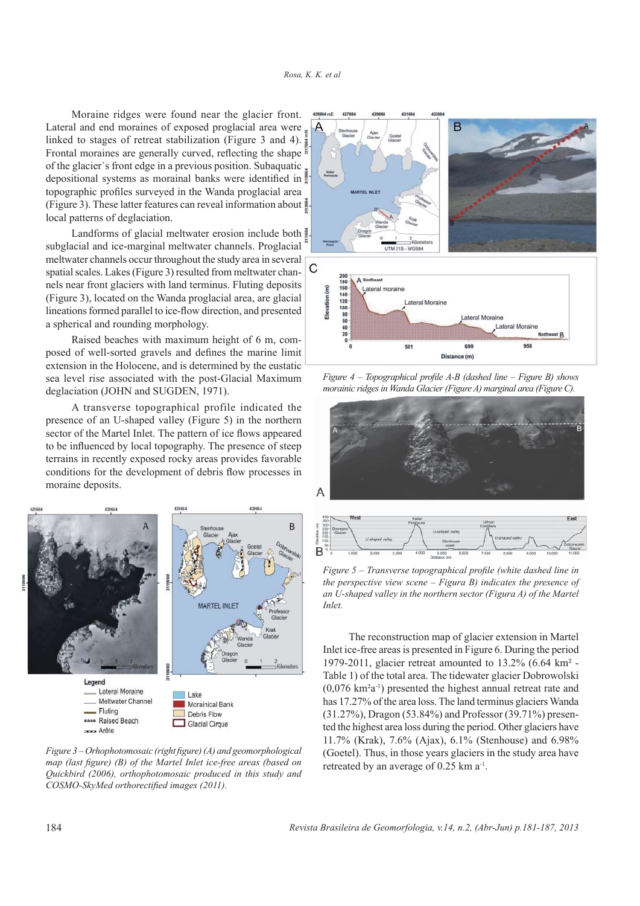Moraine ridges were found near the glacier front. Lateral and end moraines of exposed proglacial area were linked to stages of retreat stabilization (Figure 3 and 4). Frontal moraines are generally curved, reflecting the shape of the glacier´s front edge in a previous position. Subaquatic depositional systems as morainal banks were identified in topographic profiles surveyed in the Wanda proglacial area (Figure 3). These latter features can reveal information about local patterns of deglaciation.

Landforms of glacial meltwater erosion include both subglacial and ice-marginal meltwater channels. Proglacial meltwater channels occur throughout the study area in several spatial scales. Lakes (Figure 3) resulted from meltwater channels near front glaciers with land terminus. Fluting deposits (Figure 3), located on the Wanda proglacial area, are glacial lineations formed parallel to ice-flow direction, and presented a spherical and rounding morphology.

Raised beaches with maximum height of 6 m, composed of well-sorted gravels and defines the marine limit extension in the Holocene, and is determined by the eustatic sea level rise associated with the post-Glacial Maximum deglaciation (JOHN and SUGDEN, 1971).

A transverse topographical profile indicated the presence of an U-shaped valley (Figure 5) in the northern sector of the Martel Inlet. The pattern of ice flows appeared to be influenced by local topography. The presence of steep terrains in recently exposed rocky areas provides favorable conditions for the development of debris flow processes in moraine deposits.

*Figure 3 – Orhophotomosaic (right figure) (A) and geomorphological map (last figure) (B) of the Martel Inlet ice-free areas (based on Quickbird (2006), orthophotomosaic produced in this study and COSMO-SkyMed orthorectified images (2011).*

*Figure 4 – Topographical profile A-B (dashed line – Figure B) shows morainic ridges in Wanda Glacier (Figure A) marginal area (Figure C).*

*Figure 5 – Transverse topographical profile (white dashed line in the perspective view scene – Figura B) indicates the presence of an U-shaped valley in the northern sector (Figura A) of the Martel Inlet.*

The reconstruction map of glacier extension in Martel Inlet ice-free areas is presented in Figure 6. During the period 1979-2011, glacier retreat amounted to 13.2% (6.64 km² - Table 1) of the total area. The tidewater glacier Dobrowolski (0,076 km²a⁻¹) presented the highest annual retreat rate and has 17.27% of the area loss. The land terminus glaciers Wanda (31.27%), Dragon (53.84%) and Professor (39.71%) presented the highest area loss during the period. Other glaciers have 11.7% (Krak), 7.6% (Ajax), 6.1% (Stenhouse) and 6.98% (Goetel). Thus, in those years glaciers in the study area have retreated by an average of 0.25 km a⁻¹.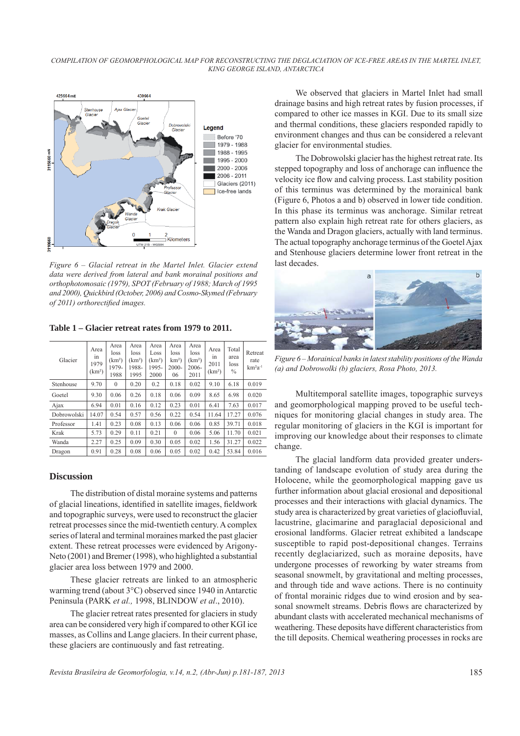*Figure 6 – Glacial retreat in the Martel Inlet. Glacier extend data were derived from lateral and bank morainal positions and orthophotomosaic (1979), SPOT (February of 1988; March of 1995 and 2000), Quickbird (October, 2006) and Cosmo-Skymed (February of 2011) orthorectified images.*

**Table 1 – Glacier retreat rates from 1979 to 2011.**

| Glacier | Area in 1979 ($km^2$) | Area loss ($km^2$) 1979-1988 | Area loss ($km^2$) 1988-1995 | Area Loss ($km^2$) 1995-2000 | Area loss $km^2$) 2000-06 | Area loss ($km^2$) 2006-2011 | Area in 2011 ($km^2$) | Total area loss % | Retreat rate $km^2a^{-1}$ |
|---|---|---|---|---|---|---|---|---|---|
| Stenhouse | 9.70 | 0 | 0.20 | 0.2 | 0.18 | 0.02 | 9.10 | 6.18 | 0.019 |
| Goetel | 9.30 | 0.06 | 0.26 | 0.18 | 0.06 | 0.09 | 8.65 | 6.98 | 0.020 |
| Ajax | 6.94 | 0.01 | 0.16 | 0.12 | 0.23 | 0.01 | 6.41 | 7.63 | 0.017 |
| Dobrowolski | 14.07 | 0.54 | 0.57 | 0.56 | 0.22 | 0.54 | 11.64 | 17.27 | 0.076 |
| Professor | 1.41 | 0.23 | 0.08 | 0.13 | 0.06 | 0.06 | 0.85 | 39.71 | 0.018 |
| Krak | 5.73 | 0.29 | 0.11 | 0.21 | 0 | 0.06 | 5.06 | 11.70 | 0.021 |
| Wanda | 2.27 | 0.25 | 0.09 | 0.30 | 0.05 | 0.02 | 1.56 | 31.27 | 0.022 |
| Dragon | 0.91 | 0.28 | 0.08 | 0.06 | 0.05 | 0.02 | 0.42 | 53.84 | 0.016 |

## Discussion

The distribution of distal moraine systems and patterns of glacial lineations, identified in satellite images, fieldwork and topographic surveys, were used to reconstruct the glacier retreat processes since the mid-twentieth century. A complex series of lateral and terminal moraines marked the past glacier extent. These retreat processes were evidenced by Arigony-Neto (2001) and Bremer (1998), who highlighted a substantial glacier area loss between 1979 and 2000.

These glacier retreats are linked to an atmospheric warming trend (about 3°C) observed since 1940 in Antarctic Peninsula (PARK *et al.,* 1998, BLINDOW *et al*., 2010).

The glacier retreat rates presented for glaciers in study area can be considered very high if compared to other KGI ice masses, as Collins and Lange glaciers. In their current phase, these glaciers are continuously and fast retreating.

We observed that glaciers in Martel Inlet had small drainage basins and high retreat rates by fusion processes, if compared to other ice masses in KGI. Due to its small size and thermal conditions, these glaciers responded rapidly to environment changes and thus can be considered a relevant glacier for environmental studies.

The Dobrowolski glacier has the highest retreat rate. Its stepped topography and loss of anchorage can influence the velocity ice flow and calving process. Last stability position of this terminus was determined by the morainical bank (Figure 6, Photos a and b) observed in lower tide condition. In this phase its terminus was anchorage. Similar retreat pattern also explain high retreat rate for others glaciers, as the Wanda and Dragon glaciers, actually with land terminus. The actual topography anchorage terminus of the Goetel Ajax and Stenhouse glaciers determine lower front retreat in the last decades.

*Figure 6 – Morainical banks in latest stability positions of the Wanda (a) and Dobrowolki (b) glaciers, Rosa Photo, 2013.*

Multitemporal satellite images, topographic surveys and geomorphological mapping proved to be useful techniques for monitoring glacial changes in study area. The regular monitoring of glaciers in the KGI is important for improving our knowledge about their responses to climate change.

The glacial landform data provided greater understanding of landscape evolution of study area during the Holocene, while the geomorphological mapping gave us further information about glacial erosional and depositional processes and their interactions with glacial dynamics. The study area is characterized by great varieties of glaciofluvial, lacustrine, glacimarine and paraglacial depositional and erosional landforms. Glacier retreat exhibited a landscape susceptible to rapid post-depositional changes. Terrains recently deglaciarized, such as moraine deposits, have undergone processes of reworking by water streams from seasonal snowmelt, by gravitational and melting processes, and through tide and wave actions. There is no continuity of frontal morainic ridges due to wind erosion and by seasonal snowmelt streams. Debris flows are characterized by abundant clasts with accelerated mechanical mechanisms of weathering. These deposits have different characteristics from the till deposits. Chemical weathering processes in rocks are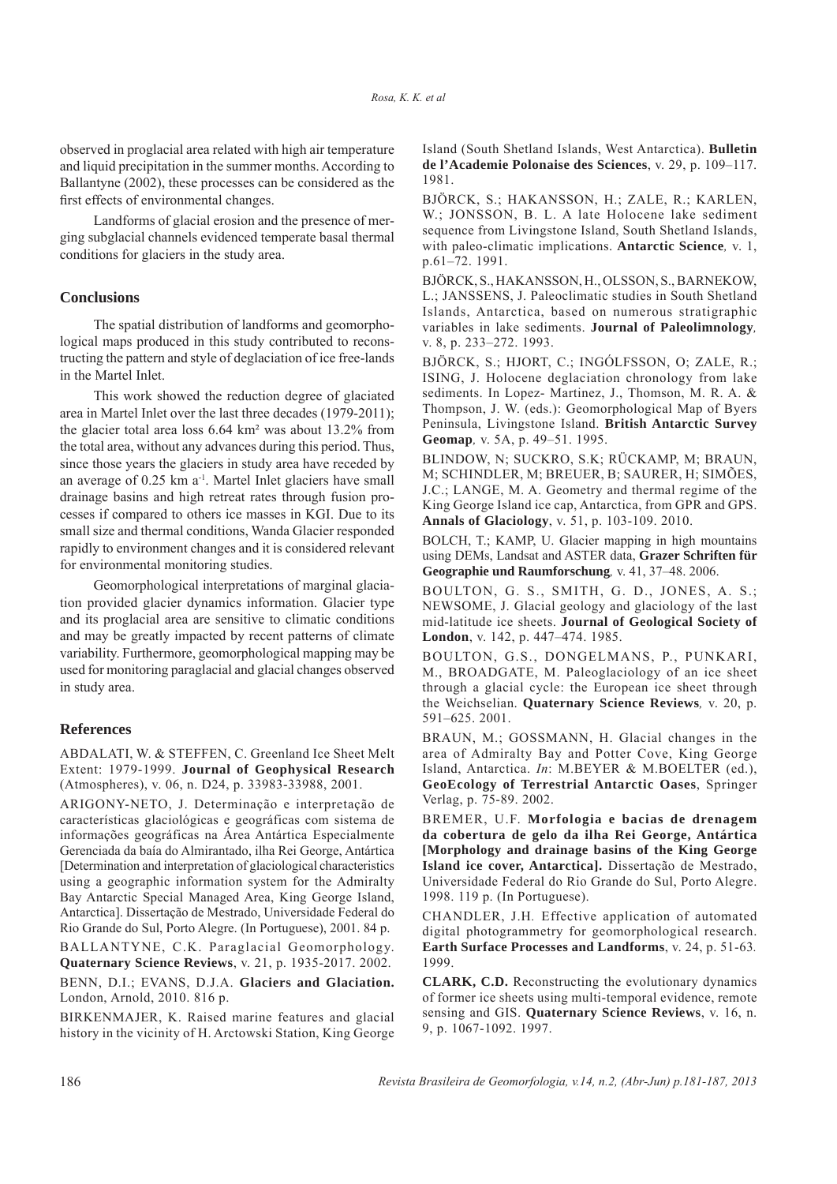observed in proglacial area related with high air temperature and liquid precipitation in the summer months. According to Ballantyne (2002), these processes can be considered as the first effects of environmental changes.

Landforms of glacial erosion and the presence of merging subglacial channels evidenced temperate basal thermal conditions for glaciers in the study area.

## Conclusions

The spatial distribution of landforms and geomorphological maps produced in this study contributed to reconstructing the pattern and style of deglaciation of ice free-lands in the Martel Inlet.

This work showed the reduction degree of glaciated area in Martel Inlet over the last three decades (1979-2011); the glacier total area loss 6.64 km² was about 13.2% from the total area, without any advances during this period. Thus, since those years the glaciers in study area have receded by an average of 0.25 km $a^{-1}$. Martel Inlet glaciers have small drainage basins and high retreat rates through fusion processes if compared to others ice masses in KGI. Due to its small size and thermal conditions, Wanda Glacier responded rapidly to environment changes and it is considered relevant for environmental monitoring studies.

Geomorphological interpretations of marginal glaciation provided glacier dynamics information. Glacier type and its proglacial area are sensitive to climatic conditions and may be greatly impacted by recent patterns of climate variability. Furthermore, geomorphological mapping may be used for monitoring paraglacial and glacial changes observed in study area.

## References

ABDALATI, W. & STEFFEN, C. Greenland Ice Sheet Melt Extent: 1979-1999. **Journal of Geophysical Research** (Atmospheres), v. 06, n. D24, p. 33983-33988, 2001.

ARIGONY-NETO, J. Determinação e interpretação de características glaciológicas e geográficas com sistema de informações geográficas na Área Antártica Especialmente Gerenciada da baía do Almirantado, ilha Rei George, Antártica [Determination and interpretation of glaciological characteristics using a geographic information system for the Admiralty Bay Antarctic Special Managed Area, King George Island, Antarctica]. Dissertação de Mestrado, Universidade Federal do Rio Grande do Sul, Porto Alegre. (In Portuguese), 2001. 84 p.

BALLANTYNE, C.K. Paraglacial Geomorphology. **Quaternary Science Reviews**, v. 21, p. 1935-2017. 2002.

BENN, D.I.; EVANS, D.J.A. **Glaciers and Glaciation.** London, Arnold, 2010. 816 p.

BIRKENMAJER, K. Raised marine features and glacial history in the vicinity of H. Arctowski Station, King George Island (South Shetland Islands, West Antarctica). **Bulletin de l'Academie Polonaise des Sciences**, v. 29, p. 109–117. 1981.

BJÖRCK, S.; HAKANSSON, H.; ZALE, R.; KARLEN, W.; JONSSON, B. L. A late Holocene lake sediment sequence from Livingstone Island, South Shetland Islands, with paleo-climatic implications. **Antarctic Science***,* v. 1, p.61–72. 1991.

BJÖRCK, S., HAKANSSON, H., OLSSON, S., BARNEKOW, L.; JANSSENS, J. Paleoclimatic studies in South Shetland Islands, Antarctica, based on numerous stratigraphic variables in lake sediments. **Journal of Paleolimnology***,* v. 8, p. 233–272. 1993.

BJÖRCK, S.; HJORT, C.; INGÓLFSSON, O; ZALE, R.; ISING, J. Holocene deglaciation chronology from lake sediments. In Lopez- Martinez, J., Thomson, M. R. A. & Thompson, J. W. (eds.): Geomorphological Map of Byers Peninsula, Livingstone Island. **British Antarctic Survey Geomap***,* v. 5A, p. 49–51. 1995.

BLINDOW, N; SUCKRO, S.K; RÜCKAMP, M; BRAUN, M; SCHINDLER, M; BREUER, B; SAURER, H; SIMÕES, J.C.; LANGE, M. A. Geometry and thermal regime of the King George Island ice cap, Antarctica, from GPR and GPS. **Annals of Glaciology**, v. 51, p. 103-109. 2010.

BOLCH, T.; KAMP, U. Glacier mapping in high mountains using DEMs, Landsat and ASTER data, **Grazer Schriften für Geographie und Raumforschung***,* v. 41, 37–48. 2006.

BOULTON, G. S., SMITH, G. D., JONES, A. S.; NEWSOME, J. Glacial geology and glaciology of the last mid-latitude ice sheets. **Journal of Geological Society of London**, v. 142, p. 447–474. 1985.

BOULTON, G.S., DONGELMANS, P., PUNKARI, M., BROADGATE, M. Paleoglaciology of an ice sheet through a glacial cycle: the European ice sheet through the Weichselian. **Quaternary Science Reviews***,* v. 20, p. 591–625. 2001.

BRAUN, M.; GOSSMANN, H. Glacial changes in the area of Admiralty Bay and Potter Cove, King George Island, Antarctica. *In*: M.BEYER & M.BOELTER (ed.), **GeoEcology of Terrestrial Antarctic Oases**, Springer Verlag, p. 75-89. 2002.

BREMER, U.F. **Morfologia e bacias de drenagem da cobertura de gelo da ilha Rei George, Antártica [Morphology and drainage basins of the King George Island ice cover, Antarctica].** Dissertação de Mestrado, Universidade Federal do Rio Grande do Sul, Porto Alegre. 1998. 119 p. (In Portuguese).

CHANDLER, J.H*.* Effective application of automated digital photogrammetry for geomorphological research. **Earth Surface Processes and Landforms**, v. 24, p. 51-63*.* 1999.

**CLARK, C.D.** Reconstructing the evolutionary dynamics of former ice sheets using multi-temporal evidence, remote sensing and GIS. **Quaternary Science Reviews**, v. 16, n. 9, p. 1067-1092. 1997.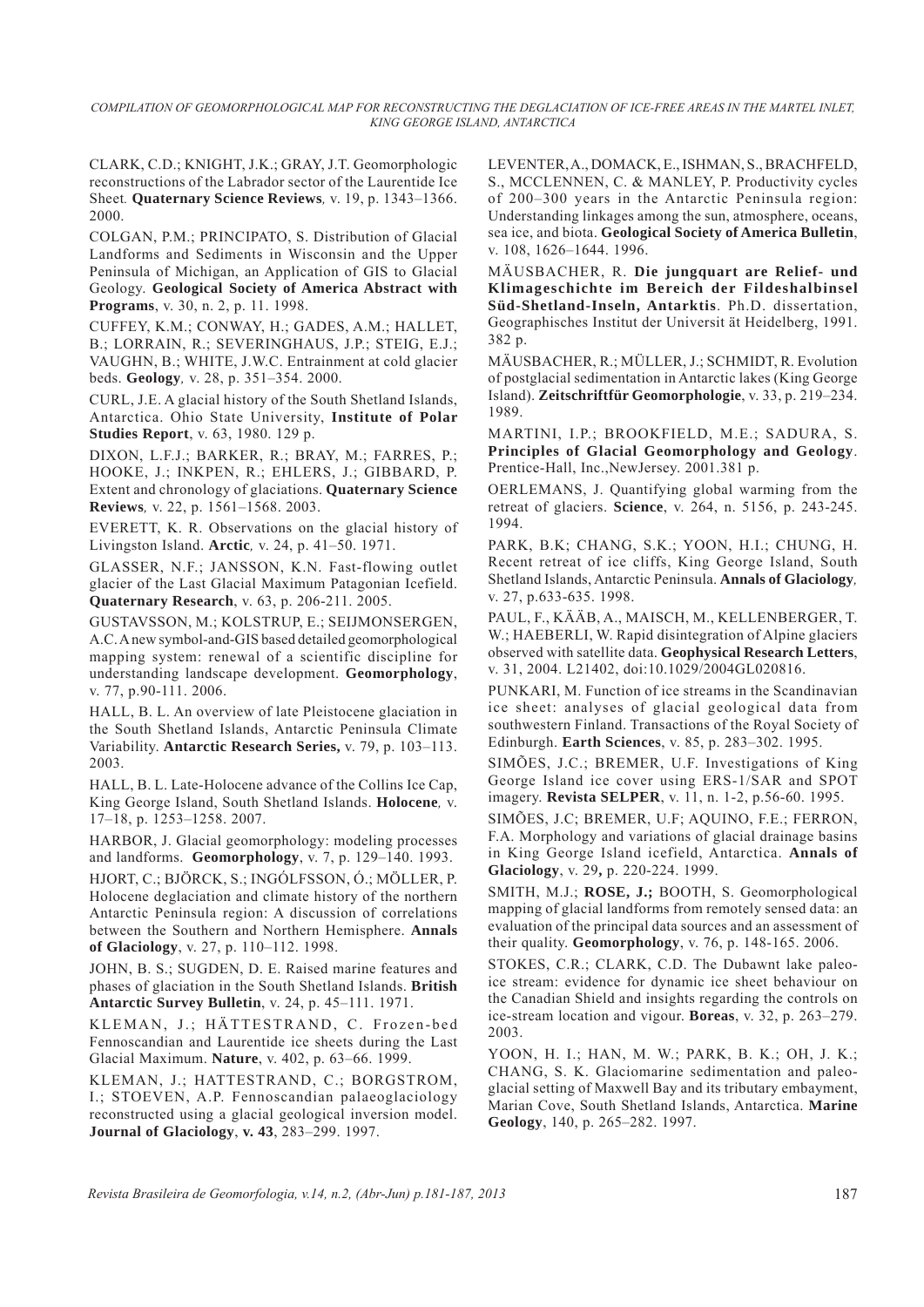CLARK, C.D.; KNIGHT, J.K.; GRAY, J.T. Geomorphologic reconstructions of the Labrador sector of the Laurentide Ice Sheet. **Quaternary Science Reviews***,* v. 19, p. 1343–1366. 2000.

COLGAN, P.M.; PRINCIPATO, S. Distribution of Glacial Landforms and Sediments in Wisconsin and the Upper Peninsula of Michigan, an Application of GIS to Glacial Geology. **Geological Society of America Abstract with Programs**, v. 30, n. 2, p. 11. 1998.

CUFFEY, K.M.; CONWAY, H.; GADES, A.M.; HALLET, B.; LORRAIN, R.; SEVERINGHAUS, J.P.; STEIG, E.J.; VAUGHN, B.; WHITE, J.W.C. Entrainment at cold glacier beds. **Geology***,* v. 28, p. 351–354. 2000.

CURL, J.E. A glacial history of the South Shetland Islands, Antarctica. Ohio State University, **Institute of Polar Studies Report**, v. 63, 1980. 129 p.

DIXON, L.F.J.; BARKER, R.; BRAY, M.; FARRES, P.; HOOKE, J.; INKPEN, R.; EHLERS, J.; GIBBARD, P. Extent and chronology of glaciations. **Quaternary Science Reviews***,* v. 22, p. 1561–1568. 2003.

EVERETT, K. R. Observations on the glacial history of Livingston Island. **Arctic***,* v. 24, p. 41–50. 1971.

GLASSER, N.F.; JANSSON, K.N. Fast-flowing outlet glacier of the Last Glacial Maximum Patagonian Icefield. **Quaternary Research**, v. 63, p. 206-211. 2005.

GUSTAVSSON, M.; KOLSTRUP, E.; SEIJMONSERGEN, A.C. A new symbol-and-GIS based detailed geomorphological mapping system: renewal of a scientific discipline for understanding landscape development. **Geomorphology**, v. 77, p.90-111. 2006.

HALL, B. L. An overview of late Pleistocene glaciation in the South Shetland Islands, Antarctic Peninsula Climate Variability. **Antarctic Research Series,** v. 79, p. 103–113. 2003.

HALL, B. L. Late-Holocene advance of the Collins Ice Cap, King George Island, South Shetland Islands. **Holocene***,* v. 17–18, p. 1253–1258. 2007.

HARBOR, J. Glacial geomorphology: modeling processes and landforms. **Geomorphology**, v. 7, p. 129–140. 1993.

HJORT, C.; BJÖRCK, S.; INGÓLFSSON, Ó.; MÖLLER, P. Holocene deglaciation and climate history of the northern Antarctic Peninsula region: A discussion of correlations between the Southern and Northern Hemisphere. **Annals of Glaciology**, v. 27, p. 110–112. 1998.

JOHN, B. S.; SUGDEN, D. E. Raised marine features and phases of glaciation in the South Shetland Islands. **British Antarctic Survey Bulletin**, v. 24, p. 45–111. 1971.

KLEMAN, J.; HÄTTESTRAND, C. Frozen-bed Fennoscandian and Laurentide ice sheets during the Last Glacial Maximum. **Nature**, v. 402, p. 63–66. 1999.

KLEMAN, J.; HATTESTRAND, C.; BORGSTROM, I.; STOEVEN, A.P. Fennoscandian palaeoglaciology reconstructed using a glacial geological inversion model. **Journal of Glaciology**, **v. 43**, 283–299. 1997.

LEVENTER, A., DOMACK, E., ISHMAN, S., BRACHFELD, S., MCCLENNEN, C. & MANLEY, P. Productivity cycles of 200–300 years in the Antarctic Peninsula region: Understanding linkages among the sun, atmosphere, oceans, sea ice, and biota. **Geological Society of America Bulletin**, v. 108, 1626–1644. 1996.

MÄUSBACHER, R. **Die jungquart are Relief- und Klimageschichte im Bereich der Fildeshalbinsel Süd-Shetland-Inseln, Antarktis**. Ph.D. dissertation, Geographisches Institut der Universit ät Heidelberg, 1991. 382 p.

MÄUSBACHER, R.; MÜLLER, J.; SCHMIDT, R. Evolution of postglacial sedimentation in Antarctic lakes (King George Island). **Zeitschriftfür Geomorphologie**, v. 33, p. 219–234. 1989.

MARTINI, I.P.; BROOKFIELD, M.E.; SADURA, S. **Principles of Glacial Geomorphology and Geology**. Prentice-Hall, Inc.,NewJersey. 2001.381 p.

OERLEMANS, J. Quantifying global warming from the retreat of glaciers. **Science**, v. 264, n. 5156, p. 243-245. 1994.

PARK, B.K; CHANG, S.K.; YOON, H.I.; CHUNG, H. Recent retreat of ice cliffs, King George Island, South Shetland Islands, Antarctic Peninsula. **Annals of Glaciology***,* v. 27, p.633-635. 1998.

PAUL, F., KÄÄB, A., MAISCH, M., KELLENBERGER, T. W.; HAEBERLI, W. Rapid disintegration of Alpine glaciers observed with satellite data. **Geophysical Research Letters**, v. 31, 2004. L21402, doi:10.1029/2004GL020816.

PUNKARI, M. Function of ice streams in the Scandinavian ice sheet: analyses of glacial geological data from southwestern Finland. Transactions of the Royal Society of Edinburgh. **Earth Sciences**, v. 85, p. 283–302. 1995.

SIMÕES, J.C.; BREMER, U.F. Investigations of King George Island ice cover using ERS-1/SAR and SPOT imagery. **Revista SELPER**, v. 11, n. 1-2, p.56-60. 1995.

SIMÕES, J.C; BREMER, U.F; AQUINO, F.E.; FERRON, F.A. Morphology and variations of glacial drainage basins in King George Island icefield, Antarctica. **Annals of Glaciology**, v. 29**,** p. 220-224. 1999.

SMITH, M.J.; **ROSE, J.;** BOOTH, S. Geomorphological mapping of glacial landforms from remotely sensed data: an evaluation of the principal data sources and an assessment of their quality. **Geomorphology**, v. 76, p. 148-165. 2006.

STOKES, C.R.; CLARK, C.D. The Dubawnt lake paleo-ice stream: evidence for dynamic ice sheet behaviour on the Canadian Shield and insights regarding the controls on ice-stream location and vigour. **Boreas**, v. 32, p. 263–279. 2003.

YOON, H. I.; HAN, M. W.; PARK, B. K.; OH, J. K.; CHANG, S. K. Glaciomarine sedimentation and paleo-glacial setting of Maxwell Bay and its tributary embayment, Marian Cove, South Shetland Islands, Antarctica. **Marine Geology**, 140, p. 265–282. 1997.